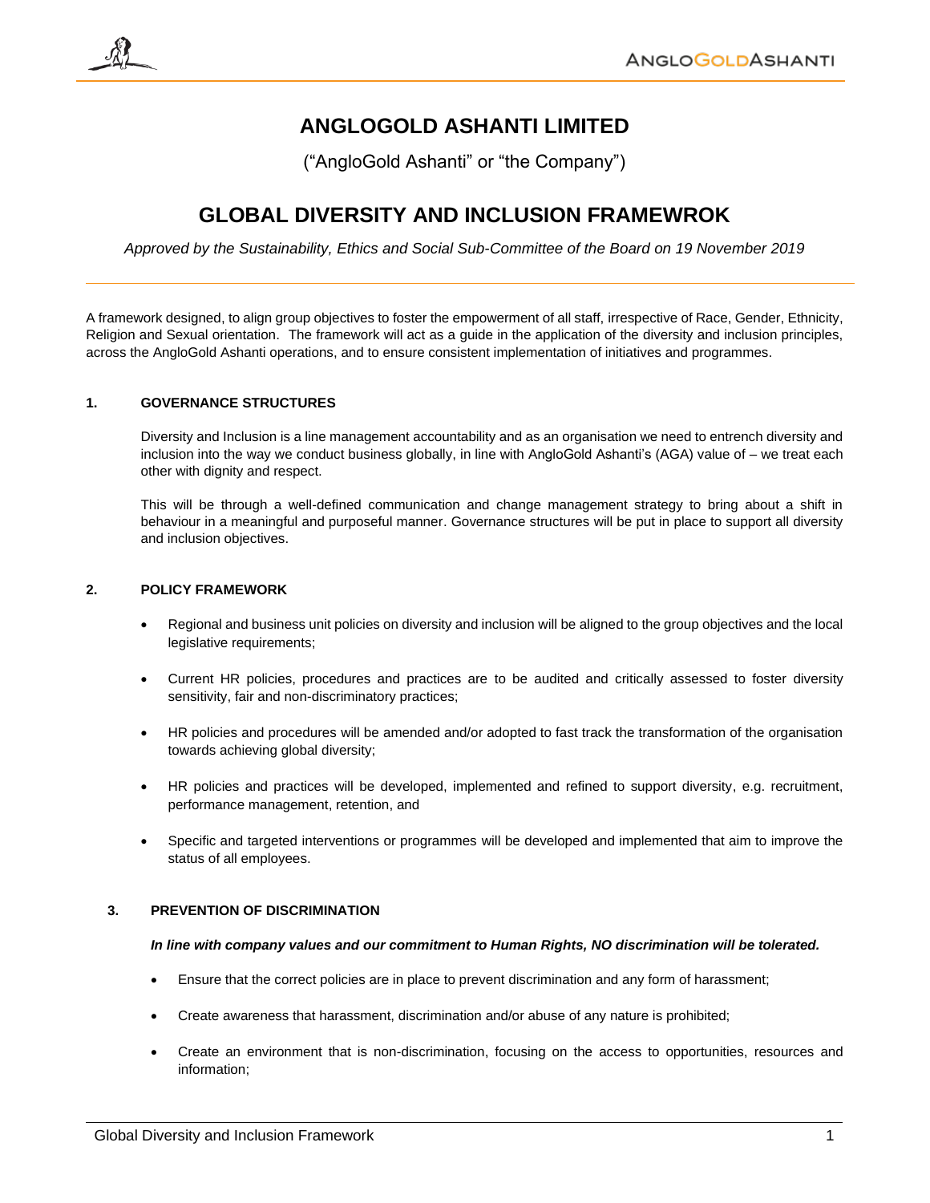# ANGLOGOLD ASHANTI LIMITED

("AngloGold Ashanti" or "the Company")

# GLOBAL DIVERSITY AND INCLUSION FRAMEWROK

*Approved by the Sustainability, Ethics and Social Sub-Committee of the Board on 19 November 2019*

---

A framework designed, to align group objectives to foster the empowerment of all staff, irrespective of Race, Gender, Ethnicity, Religion and Sexual orientation. The framework will act as a guide in the application of the diversity and inclusion principles, across the AngloGold Ashanti operations, and to ensure consistent implementation of initiatives and programmes.

## 1. GOVERNANCE STRUCTURES

Diversity and Inclusion is a line management accountability and as an organisation we need to entrench diversity and inclusion into the way we conduct business globally, in line with AngloGold Ashanti's (AGA) value of – we treat each other with dignity and respect.

This will be through a well-defined communication and change management strategy to bring about a shift in behaviour in a meaningful and purposeful manner. Governance structures will be put in place to support all diversity and inclusion objectives.

## 2. POLICY FRAMEWORK

- Regional and business unit policies on diversity and inclusion will be aligned to the group objectives and the local legislative requirements;
- Current HR policies, procedures and practices are to be audited and critically assessed to foster diversity sensitivity, fair and non-discriminatory practices;
- HR policies and procedures will be amended and/or adopted to fast track the transformation of the organisation towards achieving global diversity;
- HR policies and practices will be developed, implemented and refined to support diversity, e.g. recruitment, performance management, retention, and
- Specific and targeted interventions or programmes will be developed and implemented that aim to improve the status of all employees.

## 3. PREVENTION OF DISCRIMINATION

***In line with company values and our commitment to Human Rights, NO discrimination will be tolerated.***

- Ensure that the correct policies are in place to prevent discrimination and any form of harassment;
- Create awareness that harassment, discrimination and/or abuse of any nature is prohibited;
- Create an environment that is non-discrimination, focusing on the access to opportunities, resources and information;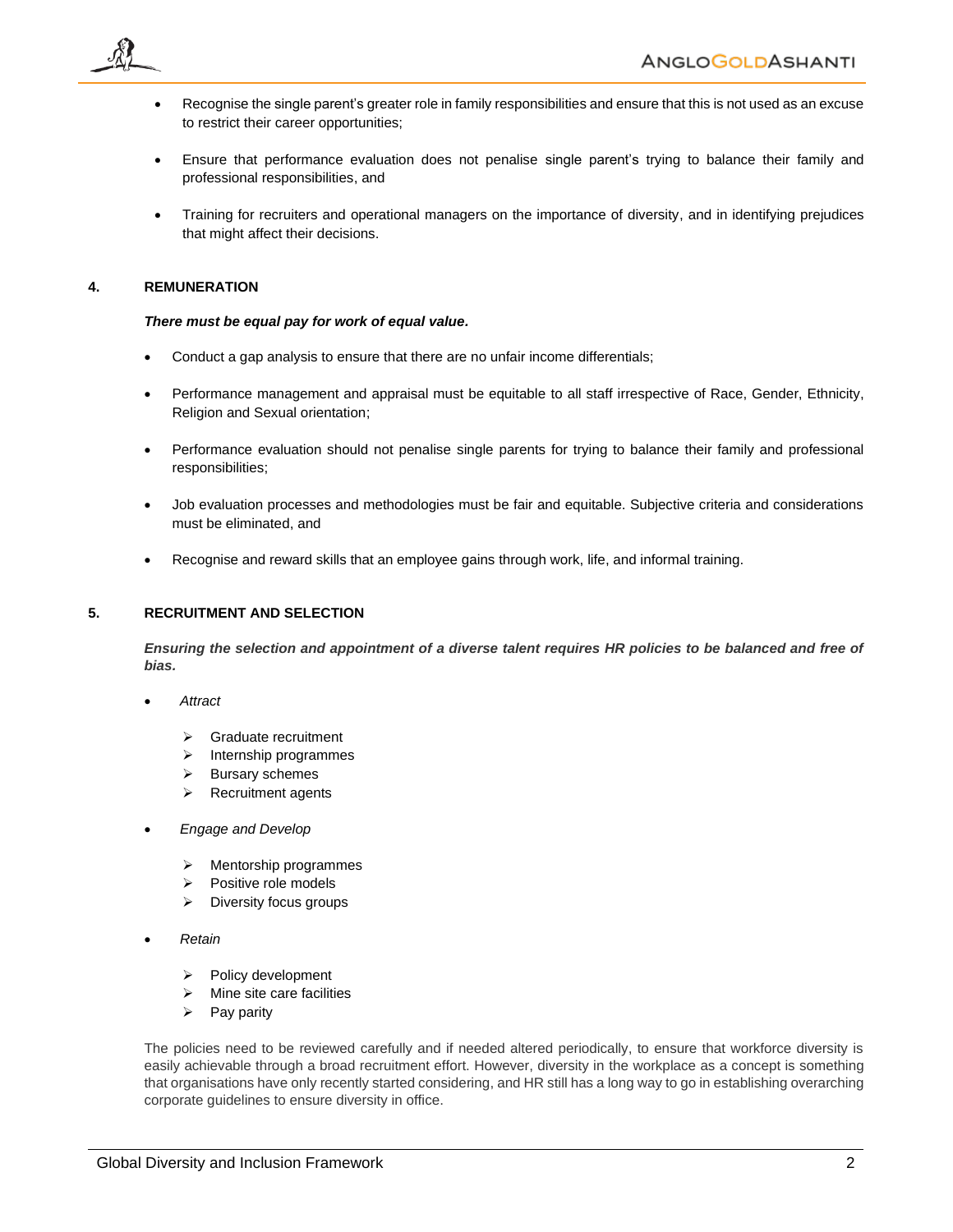- Recognise the single parent's greater role in family responsibilities and ensure that this is not used as an excuse to restrict their career opportunities;

- Ensure that performance evaluation does not penalise single parent's trying to balance their family and professional responsibilities, and

- Training for recruiters and operational managers on the importance of diversity, and in identifying prejudices that might affect their decisions.

## 4. REMUNERATION

***There must be equal pay for work of equal value.***

- Conduct a gap analysis to ensure that there are no unfair income differentials;

- Performance management and appraisal must be equitable to all staff irrespective of Race, Gender, Ethnicity, Religion and Sexual orientation;

- Performance evaluation should not penalise single parents for trying to balance their family and professional responsibilities;

- Job evaluation processes and methodologies must be fair and equitable. Subjective criteria and considerations must be eliminated, and

- Recognise and reward skills that an employee gains through work, life, and informal training.

## 5. RECRUITMENT AND SELECTION

***Ensuring the selection and appointment of a diverse talent requires HR policies to be balanced and free of bias.***

- *Attract*
  - Graduate recruitment
  - Internship programmes
  - Bursary schemes
  - Recruitment agents

- *Engage and Develop*
  - Mentorship programmes
  - Positive role models
  - Diversity focus groups

- *Retain*
  - Policy development
  - Mine site care facilities
  - Pay parity

The policies need to be reviewed carefully and if needed altered periodically, to ensure that workforce diversity is easily achievable through a broad recruitment effort. However, diversity in the workplace as a concept is something that organisations have only recently started considering, and HR still has a long way to go in establishing overarching corporate guidelines to ensure diversity in office.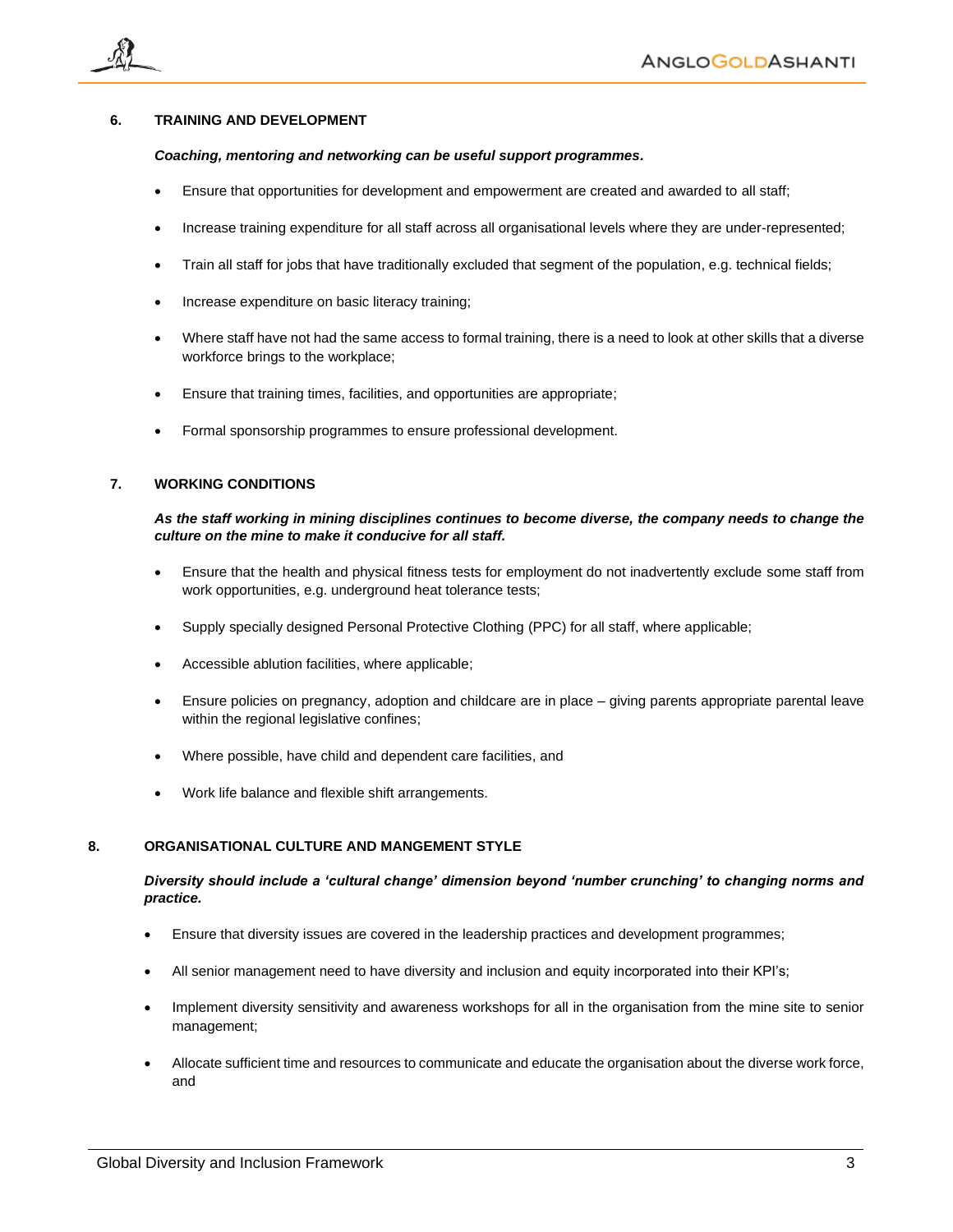## 6. TRAINING AND DEVELOPMENT

***Coaching, mentoring and networking can be useful support programmes.***

- Ensure that opportunities for development and empowerment are created and awarded to all staff;
- Increase training expenditure for all staff across all organisational levels where they are under-represented;
- Train all staff for jobs that have traditionally excluded that segment of the population, e.g. technical fields;
- Increase expenditure on basic literacy training;
- Where staff have not had the same access to formal training, there is a need to look at other skills that a diverse workforce brings to the workplace;
- Ensure that training times, facilities, and opportunities are appropriate;
- Formal sponsorship programmes to ensure professional development.

## 7. WORKING CONDITIONS

***As the staff working in mining disciplines continues to become diverse, the company needs to change the culture on the mine to make it conducive for all staff.***

- Ensure that the health and physical fitness tests for employment do not inadvertently exclude some staff from work opportunities, e.g. underground heat tolerance tests;
- Supply specially designed Personal Protective Clothing (PPC) for all staff, where applicable;
- Accessible ablution facilities, where applicable;
- Ensure policies on pregnancy, adoption and childcare are in place – giving parents appropriate parental leave within the regional legislative confines;
- Where possible, have child and dependent care facilities, and
- Work life balance and flexible shift arrangements.

## 8. ORGANISATIONAL CULTURE AND MANGEMENT STYLE

***Diversity should include a 'cultural change' dimension beyond 'number crunching' to changing norms and practice.***

- Ensure that diversity issues are covered in the leadership practices and development programmes;
- All senior management need to have diversity and inclusion and equity incorporated into their KPI's;
- Implement diversity sensitivity and awareness workshops for all in the organisation from the mine site to senior management;
- Allocate sufficient time and resources to communicate and educate the organisation about the diverse work force, and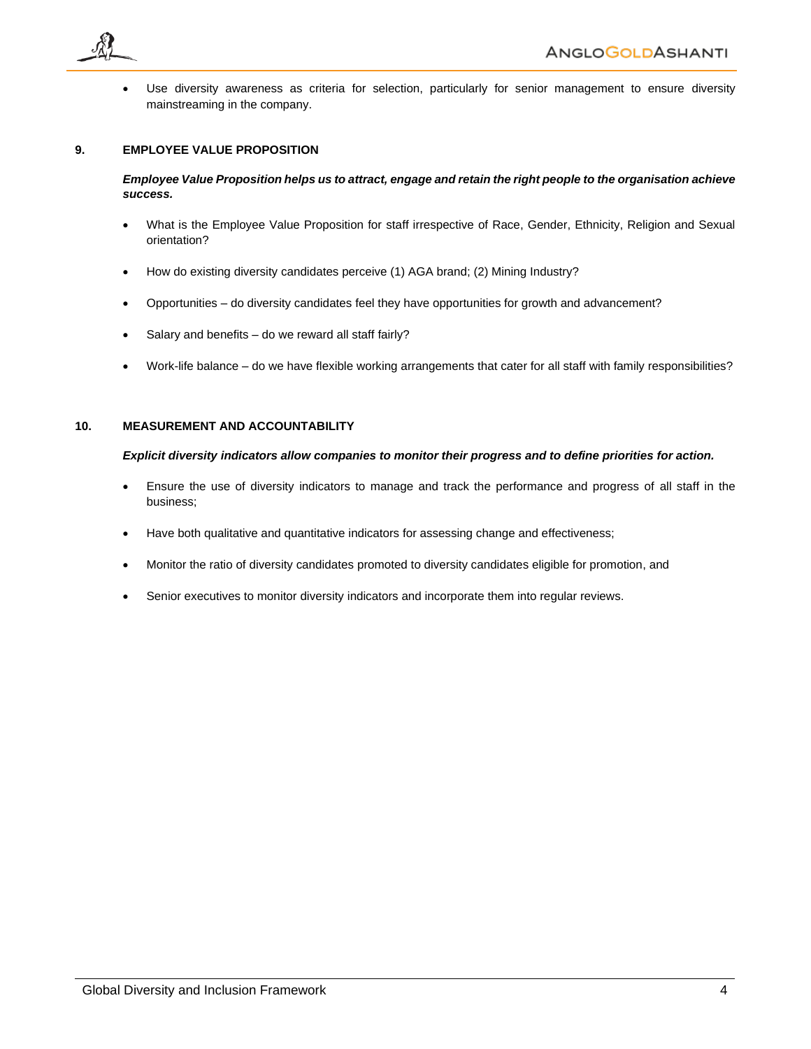- Use diversity awareness as criteria for selection, particularly for senior management to ensure diversity mainstreaming in the company.

## 9. EMPLOYEE VALUE PROPOSITION

***Employee Value Proposition helps us to attract, engage and retain the right people to the organisation achieve success.***

- What is the Employee Value Proposition for staff irrespective of Race, Gender, Ethnicity, Religion and Sexual orientation?
- How do existing diversity candidates perceive (1) AGA brand; (2) Mining Industry?
- Opportunities – do diversity candidates feel they have opportunities for growth and advancement?
- Salary and benefits – do we reward all staff fairly?
- Work-life balance – do we have flexible working arrangements that cater for all staff with family responsibilities?

## 10. MEASUREMENT AND ACCOUNTABILITY

***Explicit diversity indicators allow companies to monitor their progress and to define priorities for action.***

- Ensure the use of diversity indicators to manage and track the performance and progress of all staff in the business;
- Have both qualitative and quantitative indicators for assessing change and effectiveness;
- Monitor the ratio of diversity candidates promoted to diversity candidates eligible for promotion, and
- Senior executives to monitor diversity indicators and incorporate them into regular reviews.